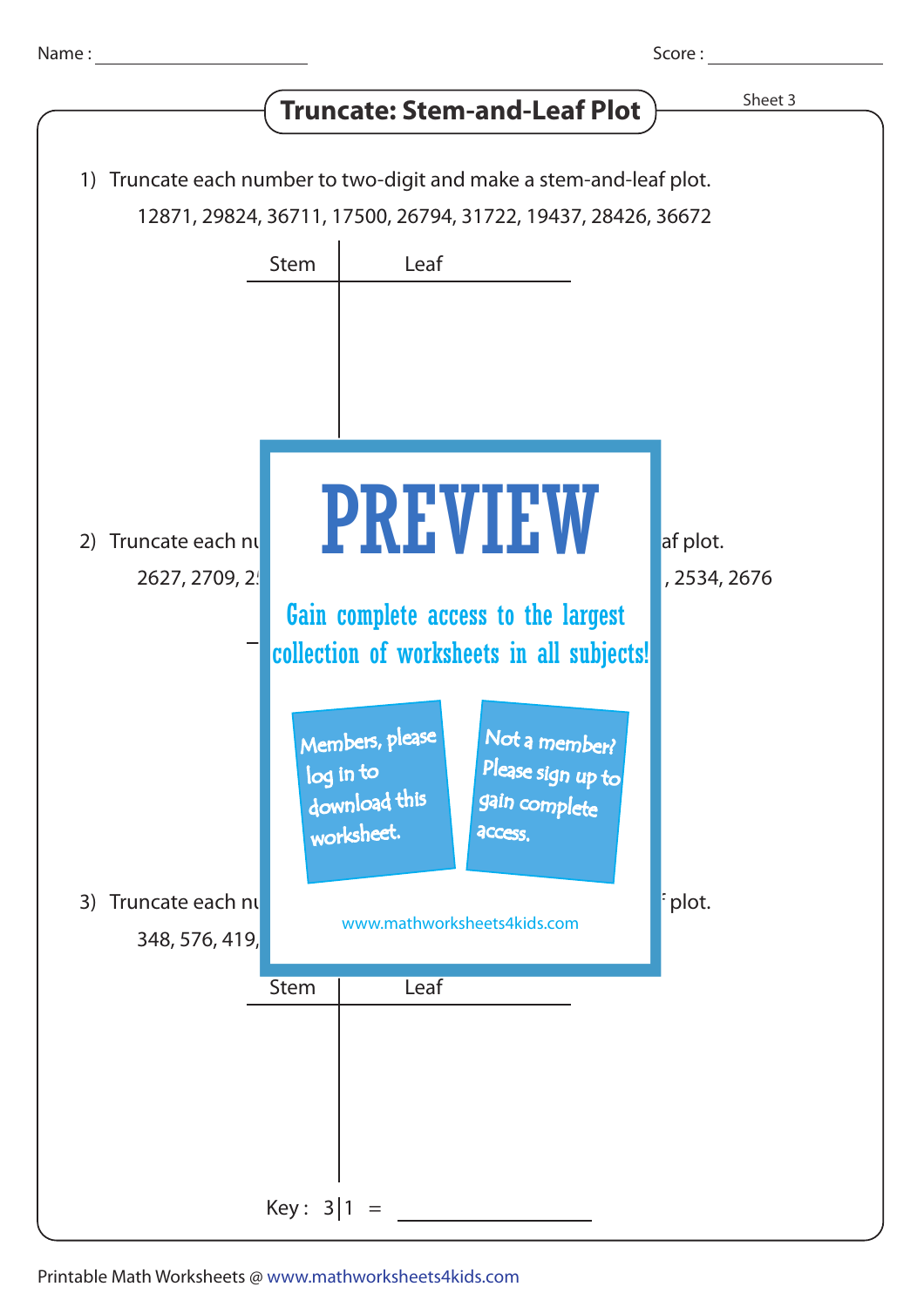Name : ____________________ Score : ____________________

# Truncate: Stem-and-Leaf Plot

Sheet 3

1) Truncate each number to two-digit and make a stem-and-leaf plot.

12871, 29824, 36711, 17500, 26794, 31722, 19437, 28426, 36672

| Stem | Leaf |
|---|---|
| | |

2) Truncate each nu af plot.

2627, 2709, 2 , 2534, 2676

PREVIEW

Gain complete access to the largest collection of worksheets in all subjects!

Members, please log in to download this worksheet.

Not a member? Please sign up to gain complete access.

www.mathworksheets4kids.com

3) Truncate each nu plot.

348, 576, 419,

| Stem | Leaf |
|---|---|
| | |

Key : 3 | 1 = ____________

Printable Math Worksheets @ www.mathworksheets4kids.com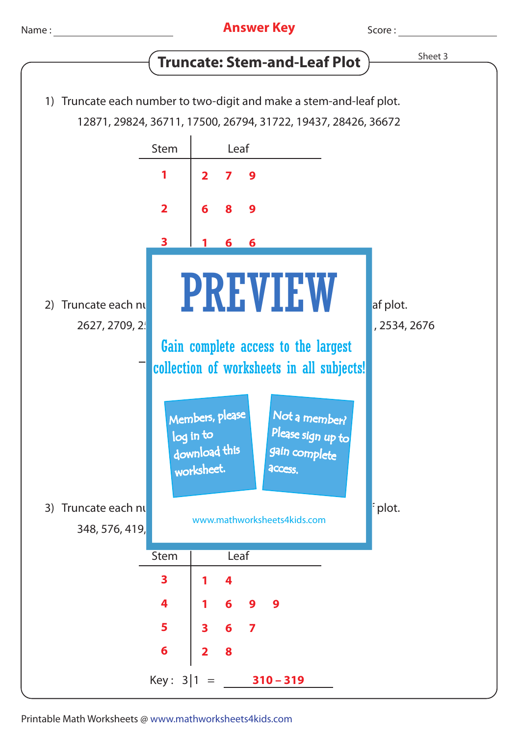Name : Answer Key Score :

# Truncate: Stem-and-Leaf Plot

Sheet 3

1) Truncate each number to two-digit and make a stem-and-leaf plot.

12871, 29824, 36711, 17500, 26794, 31722, 19437, 28426, 36672

| Stem | Leaf |
|---|---|
| 1 | 2 7 9 |
| 2 | 6 8 9 |
| 3 | 1 6 6 |

PREVIEW

Gain complete access to the largest collection of worksheets in all subjects!

Members, please log in to download this worksheet.

Not a member? Please sign up to gain complete access.

www.mathworksheets4kids.com

2) Truncate each nu... af plot.

2627, 2709, 2... , 2534, 2676

3) Truncate each nu... plot.

348, 576, 419, ...

| Stem | Leaf |
|---|---|
| 3 | 1 4 |
| 4 | 1 6 9 9 |
| 5 | 3 6 7 |
| 6 | 2 8 |

Key : 3|1 = 310 – 319

Printable Math Worksheets @ www.mathworksheets4kids.com